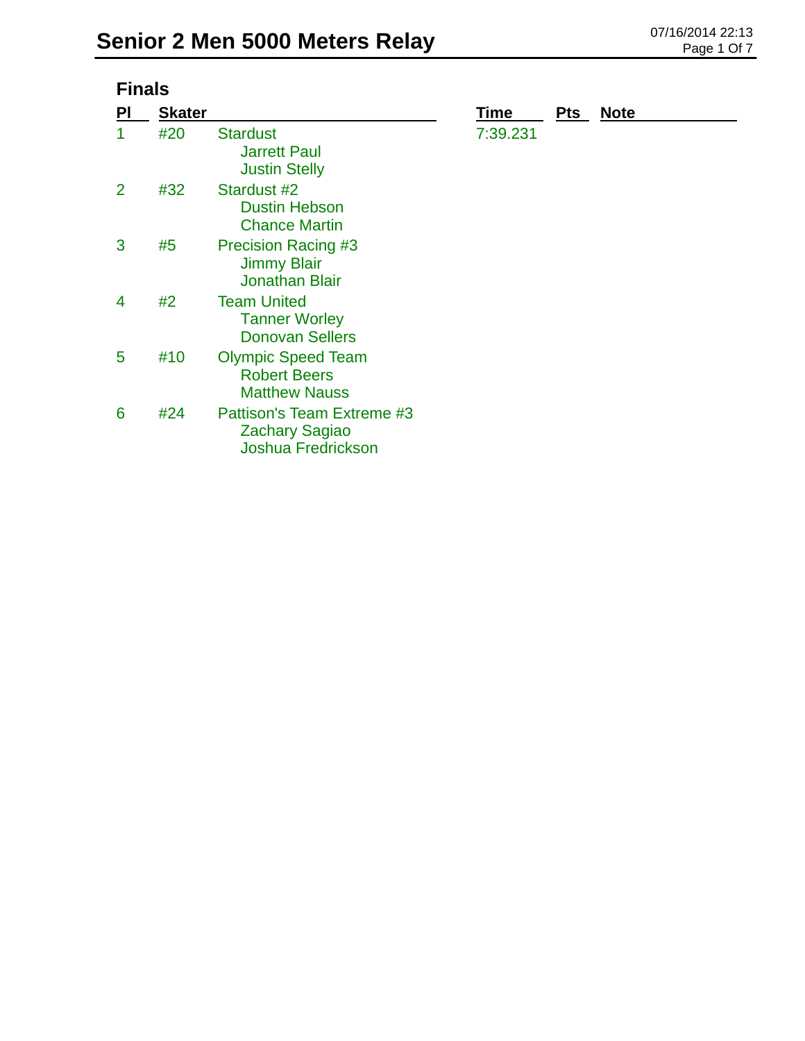# Senior 2 Men 5000 Meters Relay

07/16/2014 22:13

## Finals

| Pl | Skater | | Time | Pts | Note |
|---|---|---|---|---|---|
| 1 | #20 | Stardust<br>Jarrett Paul<br>Justin Stelly | 7:39.231 | | |
| 2 | #32 | Stardust #2<br>Dustin Hebson<br>Chance Martin | | | |
| 3 | #5 | Precision Racing #3<br>Jimmy Blair<br>Jonathan Blair | | | |
| 4 | #2 | Team United<br>Tanner Worley<br>Donovan Sellers | | | |
| 5 | #10 | Olympic Speed Team<br>Robert Beers<br>Matthew Nauss | | | |
| 6 | #24 | Pattison's Team Extreme #3<br>Zachary Sagiao<br>Joshua Fredrickson | | | |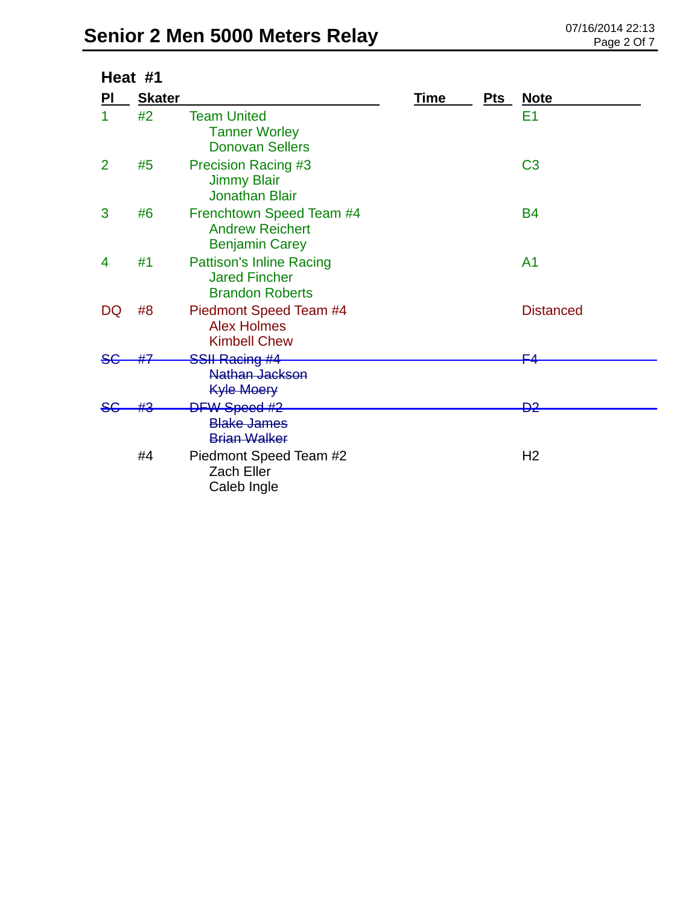# Senior 2 Men 5000 Meters Relay

07/16/2014 22:13

## Heat #1

| Pl | Skater | | Time | Pts | Note |
|---|---|---|---|---|---|
| 1 | #2 | Team United<br>Tanner Worley<br>Donovan Sellers | | | E1 |
| 2 | #5 | Precision Racing #3<br>Jimmy Blair<br>Jonathan Blair | | | C3 |
| 3 | #6 | Frenchtown Speed Team #4<br>Andrew Reichert<br>Benjamin Carey | | | B4 |
| 4 | #1 | Pattison's Inline Racing<br>Jared Fincher<br>Brandon Roberts | | | A1 |
| DQ | #8 | Piedmont Speed Team #4<br>Alex Holmes<br>Kimbell Chew | | | Distanced |
| ~~SC~~ | ~~#7~~ | ~~SSII Racing #4~~<br>~~Nathan Jackson~~<br>~~Kyle Moery~~ | | | ~~F4~~ |
| ~~SC~~ | ~~#3~~ | ~~DFW Speed #2~~<br>~~Blake James~~<br>~~Brian Walker~~ | | | ~~D2~~ |
| | #4 | Piedmont Speed Team #2<br>Zach Eller<br>Caleb Ingle | | | H2 |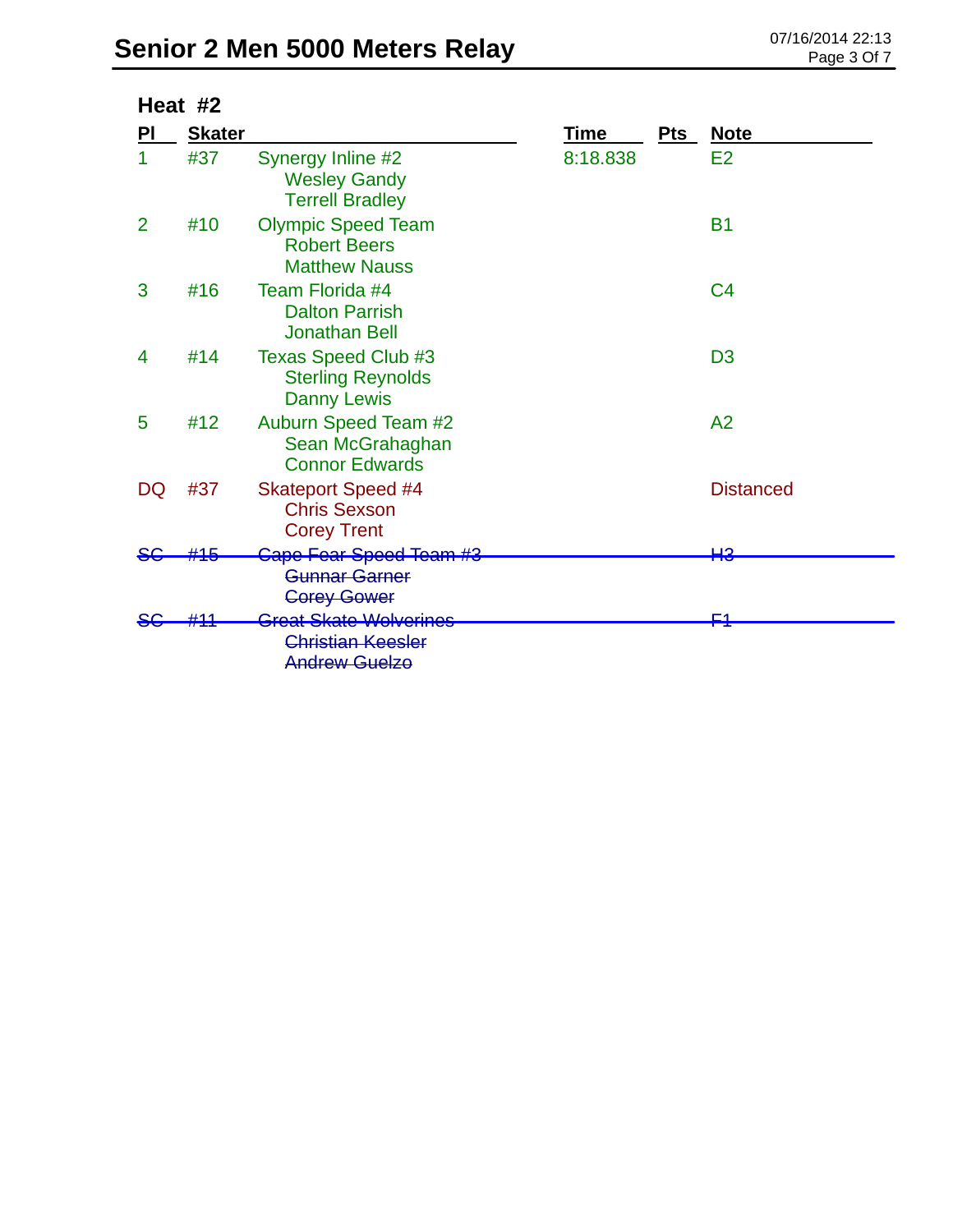# Senior 2 Men 5000 Meters Relay

## Heat #2

| Pl | Skater | | Time | Pts | Note |
|---|---|---|---|---|---|
| 1 | #37 | Synergy Inline #2<br>Wesley Gandy<br>Terrell Bradley | 8:18.838 | | E2 |
| 2 | #10 | Olympic Speed Team<br>Robert Beers<br>Matthew Nauss | | | B1 |
| 3 | #16 | Team Florida #4<br>Dalton Parrish<br>Jonathan Bell | | | C4 |
| 4 | #14 | Texas Speed Club #3<br>Sterling Reynolds<br>Danny Lewis | | | D3 |
| 5 | #12 | Auburn Speed Team #2<br>Sean McGrahaghan<br>Connor Edwards | | | A2 |
| DQ | #37 | Skateport Speed #4<br>Chris Sexson<br>Corey Trent | | | Distanced |
| ~~SC~~ | ~~#15~~ | ~~Cape Fear Speed Team #3~~<br>~~Gunnar Garner~~<br>~~Corey Gower~~ | | | ~~H3~~ |
| ~~SC~~ | ~~#11~~ | ~~Great Skate Wolverines~~<br>~~Christian Keesler~~<br>~~Andrew Guelzo~~ | | | ~~F1~~ |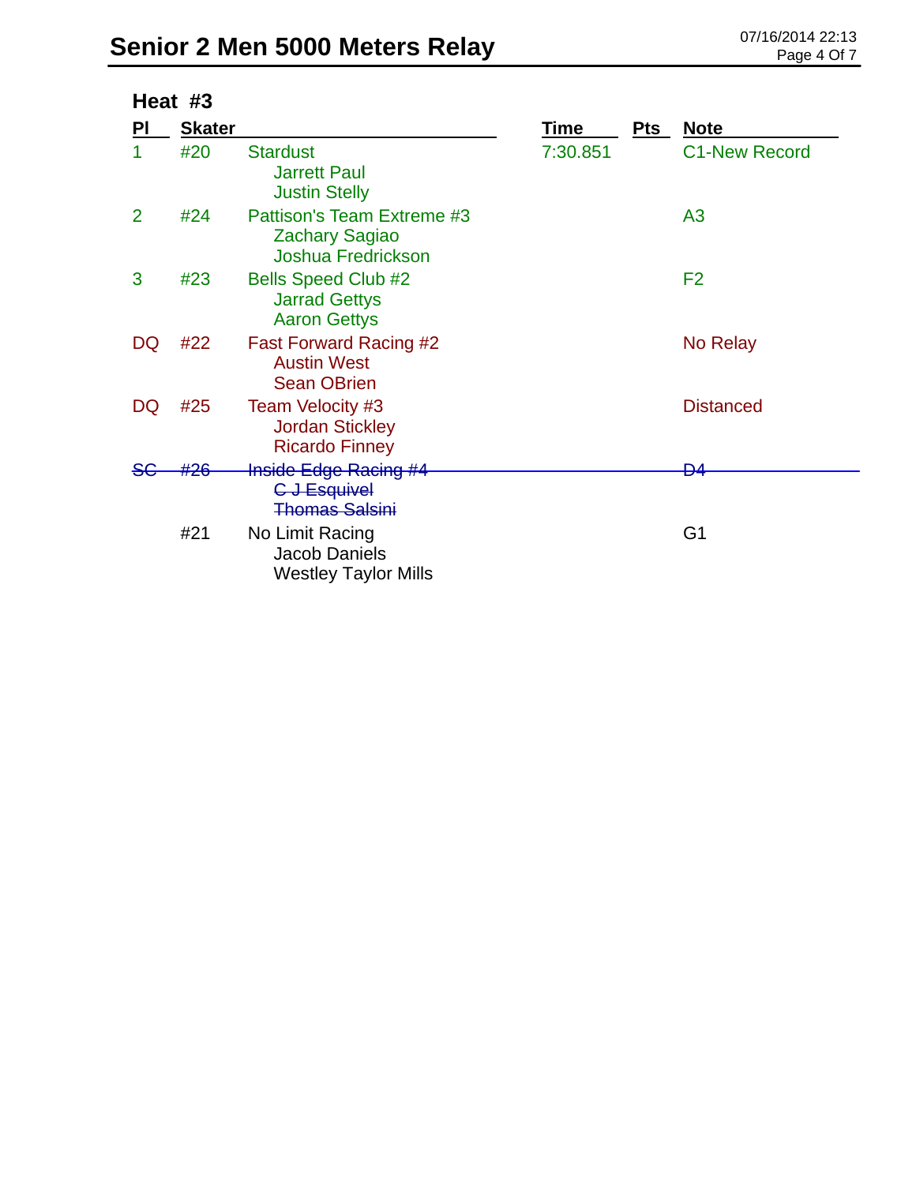# Senior 2 Men 5000 Meters Relay

## Heat #3

| Pl | Skater | | Time | Pts | Note |
|---|---|---|---|---|---|
| 1 | #20 | Stardust<br>Jarrett Paul<br>Justin Stelly | 7:30.851 | | C1-New Record |
| 2 | #24 | Pattison's Team Extreme #3<br>Zachary Sagiao<br>Joshua Fredrickson | | | A3 |
| 3 | #23 | Bells Speed Club #2<br>Jarrad Gettys<br>Aaron Gettys | | | F2 |
| DQ | #22 | Fast Forward Racing #2<br>Austin West<br>Sean OBrien | | | No Relay |
| DQ | #25 | Team Velocity #3<br>Jordan Stickley<br>Ricardo Finney | | | Distanced |
| ~~SC~~ | ~~#26~~ | ~~Inside Edge Racing #4~~<br>~~C J Esquivel~~<br>~~Thomas Salsini~~ | | | ~~D4~~ |
| | #21 | No Limit Racing<br>Jacob Daniels<br>Westley Taylor Mills | | | G1 |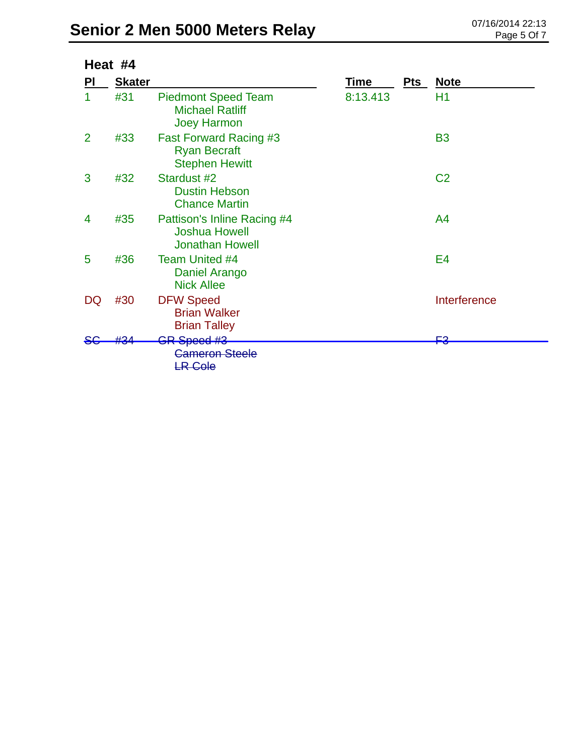# Senior 2 Men 5000 Meters Relay

07/16/2014 22:13

## Heat #4

| Pl | Skater | | Time | Pts | Note |
|---|---|---|---|---|---|
| 1 | #31 | Piedmont Speed Team<br>Michael Ratliff<br>Joey Harmon | 8:13.413 | | H1 |
| 2 | #33 | Fast Forward Racing #3<br>Ryan Becraft<br>Stephen Hewitt | | | B3 |
| 3 | #32 | Stardust #2<br>Dustin Hebson<br>Chance Martin | | | C2 |
| 4 | #35 | Pattison's Inline Racing #4<br>Joshua Howell<br>Jonathan Howell | | | A4 |
| 5 | #36 | Team United #4<br>Daniel Arango<br>Nick Allee | | | E4 |
| DQ | #30 | DFW Speed<br>Brian Walker<br>Brian Talley | | | Interference |
| ~~SC~~ | ~~#34~~ | ~~GR Speed #3~~<br>~~Cameron Steele~~<br>~~LR Cole~~ | | | ~~F3~~ |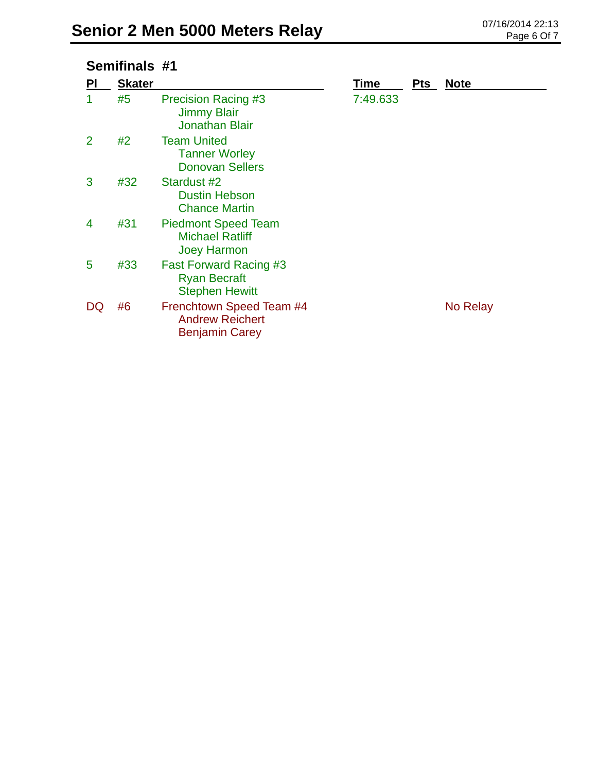# Senior 2 Men 5000 Meters Relay

## Semifinals #1

| Pl | Skater | | Time | Pts | Note |
|---|---|---|---|---|---|
| 1 | #5 | Precision Racing #3<br>Jimmy Blair<br>Jonathan Blair | 7:49.633 | | |
| 2 | #2 | Team United<br>Tanner Worley<br>Donovan Sellers | | | |
| 3 | #32 | Stardust #2<br>Dustin Hebson<br>Chance Martin | | | |
| 4 | #31 | Piedmont Speed Team<br>Michael Ratliff<br>Joey Harmon | | | |
| 5 | #33 | Fast Forward Racing #3<br>Ryan Becraft<br>Stephen Hewitt | | | |
| DQ | #6 | Frenchtown Speed Team #4<br>Andrew Reichert<br>Benjamin Carey | | | No Relay |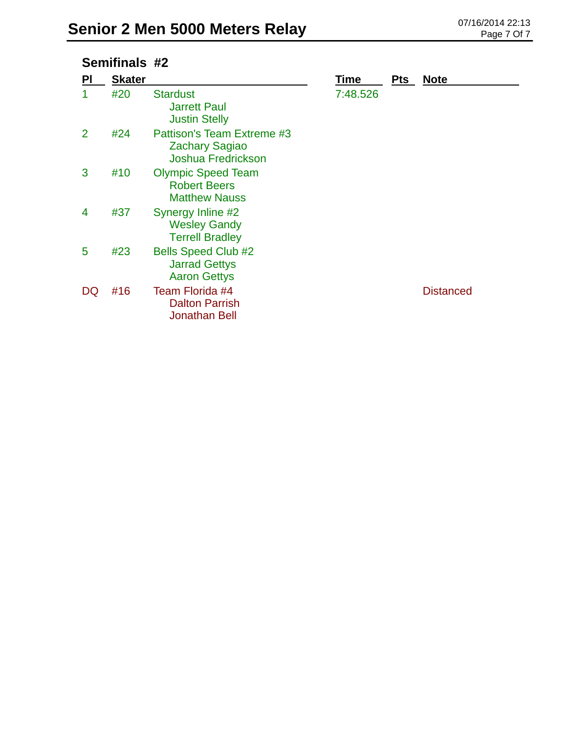# Senior 2 Men 5000 Meters Relay

## Semifinals #2

| Pl | Skater | | Time | Pts | Note |
|---|---|---|---|---|---|
| 1 | #20 | Stardust<br>Jarrett Paul<br>Justin Stelly | 7:48.526 | | |
| 2 | #24 | Pattison's Team Extreme #3<br>Zachary Sagiao<br>Joshua Fredrickson | | | |
| 3 | #10 | Olympic Speed Team<br>Robert Beers<br>Matthew Nauss | | | |
| 4 | #37 | Synergy Inline #2<br>Wesley Gandy<br>Terrell Bradley | | | |
| 5 | #23 | Bells Speed Club #2<br>Jarrad Gettys<br>Aaron Gettys | | | |
| DQ | #16 | Team Florida #4<br>Dalton Parrish<br>Jonathan Bell | | | Distanced |